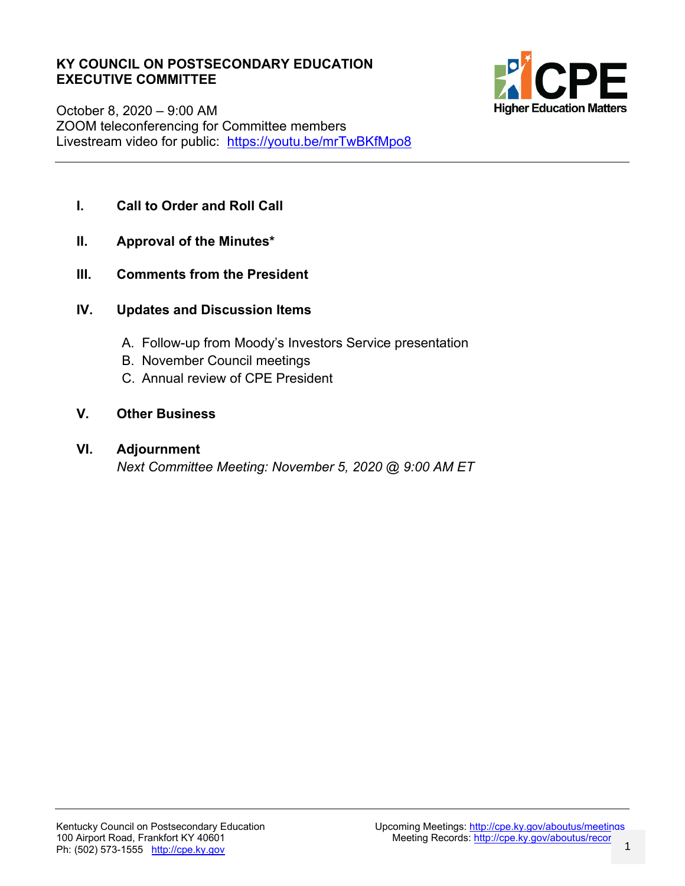# KY COUNCIL ON POSTSECONDARY EDUCATION
## EXECUTIVE COMMITTEE

CPE Higher Education Matters

October 8, 2020 – 9:00 AM
ZOOM teleconferencing for Committee members
Livestream video for public: https://youtu.be/mrTwBKfMpo8

---

I. **Call to Order and Roll Call**

II. **Approval of the Minutes***

III. **Comments from the President**

IV. **Updates and Discussion Items**

   A. Follow-up from Moody's Investors Service presentation
   B. November Council meetings
   C. Annual review of CPE President

V. **Other Business**

VI. **Adjournment**
   *Next Committee Meeting: November 5, 2020 @ 9:00 AM ET*

---

Kentucky Council on Postsecondary Education
100 Airport Road, Frankfort KY 40601
Ph: (502) 573-1555 http://cpe.ky.gov

Upcoming Meetings: http://cpe.ky.gov/aboutus/meetings
Meeting Records: http://cpe.ky.gov/aboutus/recor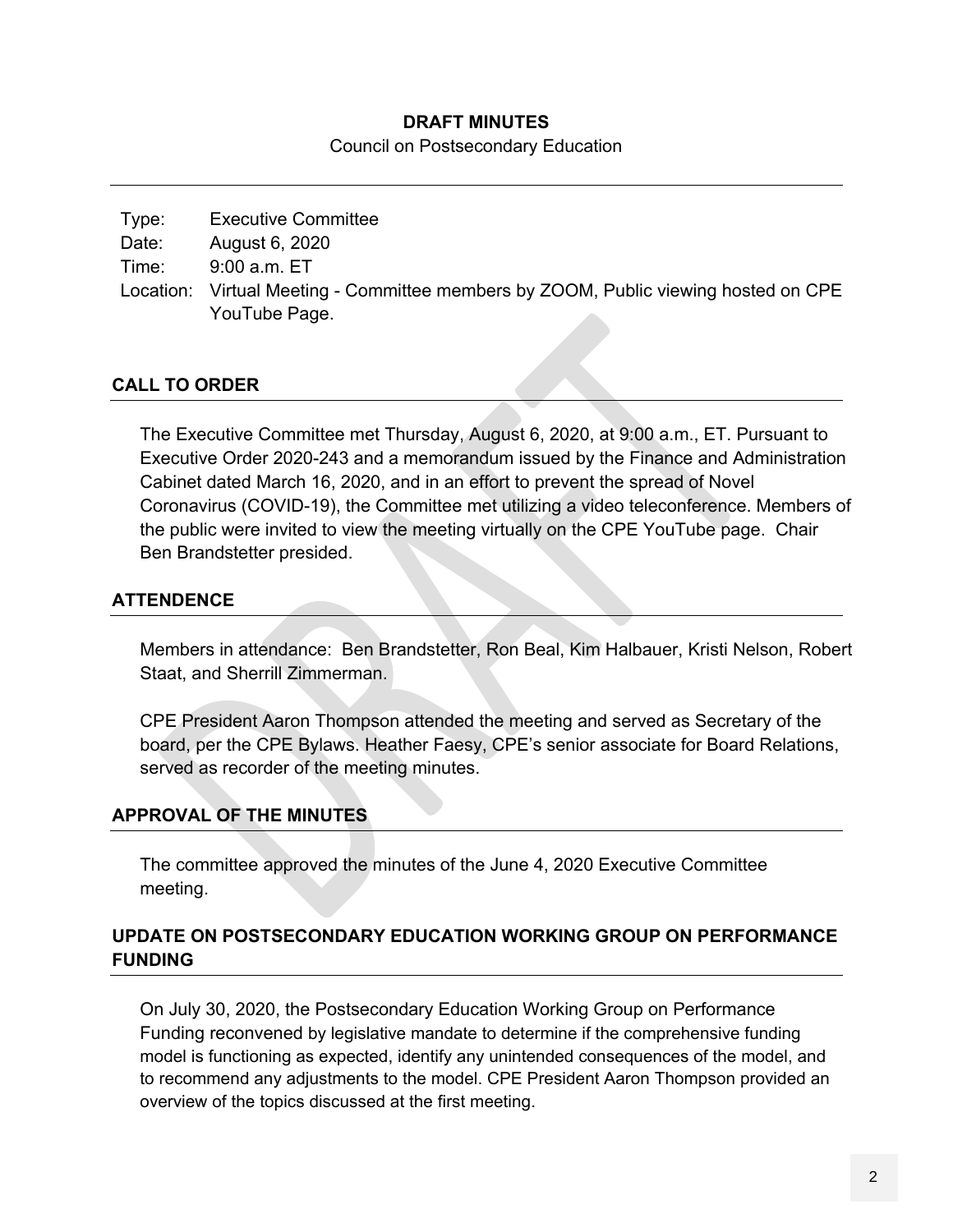**DRAFT MINUTES**

Council on Postsecondary Education

---

| | |
|---|---|
| Type: | Executive Committee |
| Date: | August 6, 2020 |
| Time: | 9:00 a.m. ET |
| Location: | Virtual Meeting - Committee members by ZOOM, Public viewing hosted on CPE YouTube Page. |

## CALL TO ORDER

The Executive Committee met Thursday, August 6, 2020, at 9:00 a.m., ET. Pursuant to Executive Order 2020-243 and a memorandum issued by the Finance and Administration Cabinet dated March 16, 2020, and in an effort to prevent the spread of Novel Coronavirus (COVID-19), the Committee met utilizing a video teleconference. Members of the public were invited to view the meeting virtually on the CPE YouTube page. Chair Ben Brandstetter presided.

## ATTENDENCE

Members in attendance: Ben Brandstetter, Ron Beal, Kim Halbauer, Kristi Nelson, Robert Staat, and Sherrill Zimmerman.

CPE President Aaron Thompson attended the meeting and served as Secretary of the board, per the CPE Bylaws. Heather Faesy, CPE's senior associate for Board Relations, served as recorder of the meeting minutes.

## APPROVAL OF THE MINUTES

The committee approved the minutes of the June 4, 2020 Executive Committee meeting.

## UPDATE ON POSTSECONDARY EDUCATION WORKING GROUP ON PERFORMANCE FUNDING

On July 30, 2020, the Postsecondary Education Working Group on Performance Funding reconvened by legislative mandate to determine if the comprehensive funding model is functioning as expected, identify any unintended consequences of the model, and to recommend any adjustments to the model. CPE President Aaron Thompson provided an overview of the topics discussed at the first meeting.